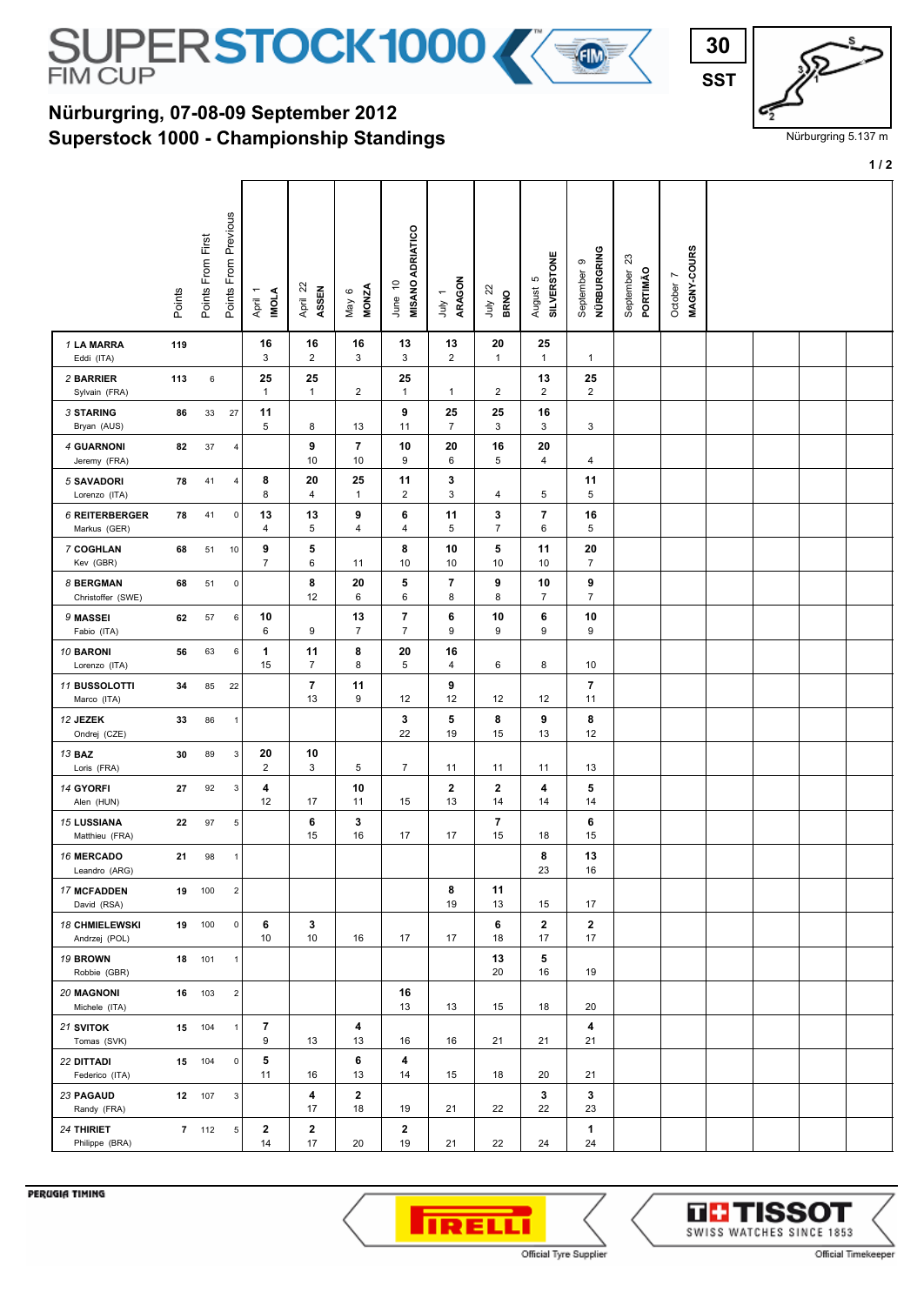# SUPERSTOCK1000 FIM CUP

**30 SST**

Nürburgring 5.137 m

## Nürburgring, 07-08-09 September 2012
## Superstock 1000 - Championship Standings

| Rider | Points | Points From First | Points From Previous | April 1 IMOLA | April 22 ASSEN | May 6 MONZA | June 10 MISANO ADRIATICO | July 1 ARAGON | July 22 BRNO | August 5 SILVERSTONE | September 9 NÜRBURGRING | September 23 PORTIMÃO | October 7 MAGNY-COURS |
|---|---|---|---|---|---|---|---|---|---|---|---|---|---|
| 1 LA MARRA Eddi (ITA) | 119 | | | 16 / 3 | 16 / 2 | 16 / 3 | 13 / 3 | 13 / 2 | 20 / 1 | 25 / 1 | 1 | | |
| 2 BARRIER Sylvain (FRA) | 113 | 6 | | 25 / 1 | 25 / 1 | 2 | 25 / 1 | 1 | 2 | 13 / 2 | 25 / 2 | | |
| 3 STARING Bryan (AUS) | 86 | 33 | 27 | 11 / 5 | 8 | 13 | 9 / 11 | 25 / 7 | 25 / 3 | 16 / 3 | 3 | | |
| 4 GUARNONI Jeremy (FRA) | 82 | 37 | 4 | | 9 / 10 | 7 / 10 | 10 / 9 | 20 / 6 | 16 / 5 | 20 / 4 | 4 | | |
| 5 SAVADORI Lorenzo (ITA) | 78 | 41 | 4 | 8 / 8 | 20 / 4 | 25 / 1 | 11 / 2 | 3 / 3 | 4 | 5 | 11 / 5 | | |
| 6 REITERBERGER Markus (GER) | 78 | 41 | 0 | 13 / 4 | 13 / 5 | 9 / 4 | 6 / 4 | 11 / 5 | 3 / 7 | 7 / 6 | 16 / 5 | | |
| 7 COGHLAN Kev (GBR) | 68 | 51 | 10 | 9 / 7 | 5 / 6 | 11 | 8 / 10 | 10 / 10 | 5 / 10 | 11 / 10 | 20 / 7 | | |
| 8 BERGMAN Christoffer (SWE) | 68 | 51 | 0 | | 8 / 12 | 20 / 6 | 5 / 6 | 7 / 8 | 9 / 8 | 10 / 7 | 9 / 7 | | |
| 9 MASSEI Fabio (ITA) | 62 | 57 | 6 | 10 / 6 | 9 | 13 / 7 | 7 / 7 | 6 / 9 | 10 / 9 | 6 / 9 | 10 / 9 | | |
| 10 BARONI Lorenzo (ITA) | 56 | 63 | 6 | 1 / 15 | 11 / 7 | 8 / 8 | 20 / 5 | 16 / 4 | 6 | 8 | 10 | | |
| 11 BUSSOLOTTI Marco (ITA) | 34 | 85 | 22 | | 7 / 13 | 11 / 9 | 12 | 9 / 12 | 12 | 12 | 7 / 11 | | |
| 12 JEZEK Ondrej (CZE) | 33 | 86 | 1 | | | | 3 / 22 | 5 / 19 | 8 / 15 | 9 / 13 | 8 / 12 | | |
| 13 BAZ Loris (FRA) | 30 | 89 | 3 | 20 / 2 | 10 / 3 | 5 | 7 | 11 | 11 | 11 | 13 | | |
| 14 GYORFI Alen (HUN) | 27 | 92 | 3 | 4 / 12 | 17 | 10 / 11 | 15 | 2 / 13 | 2 / 14 | 4 / 14 | 5 / 14 | | |
| 15 LUSSIANA Matthieu (FRA) | 22 | 97 | 5 | | 6 / 15 | 3 / 16 | 17 | 17 | 7 / 15 | 18 | 6 / 15 | | |
| 16 MERCADO Leandro (ARG) | 21 | 98 | 1 | | | | | | | 8 / 23 | 13 / 16 | | |
| 17 MCFADDEN David (RSA) | 19 | 100 | 2 | | | | | 8 / 19 | 11 / 13 | 15 | 17 | | |
| 18 CHMIELEWSKI Andrzej (POL) | 19 | 100 | 0 | 6 / 10 | 3 / 10 | 16 | 17 | 17 | 6 / 18 | 2 / 17 | 2 / 17 | | |
| 19 BROWN Robbie (GBR) | 18 | 101 | 1 | | | | | | 13 / 20 | 5 / 16 | 19 | | |
| 20 MAGNONI Michele (ITA) | 16 | 103 | 2 | | | | 16 / 13 | 13 | 15 | 18 | 20 | | |
| 21 SVITOK Tomas (SVK) | 15 | 104 | 1 | 7 / 9 | 13 | 4 / 13 | 16 | 16 | 21 | 21 | 4 / 21 | | |
| 22 DITTADI Federico (ITA) | 15 | 104 | 0 | 5 / 11 | 16 | 6 / 13 | 4 / 14 | 15 | 18 | 20 | 21 | | |
| 23 PAGAUD Randy (FRA) | 12 | 107 | 3 | | 4 / 17 | 2 / 18 | 19 | 21 | 22 | 3 / 22 | 3 / 23 | | |
| 24 THIRIET Philippe (BRA) | 7 | 112 | 5 | 2 / 14 | 2 / 17 | 20 | 2 / 19 | 21 | 22 | 24 | 1 / 24 | | |

PERUGIA TIMING — PIRELLI Official Tyre Supplier — TISSOT SWISS WATCHES SINCE 1853 Official Timekeeper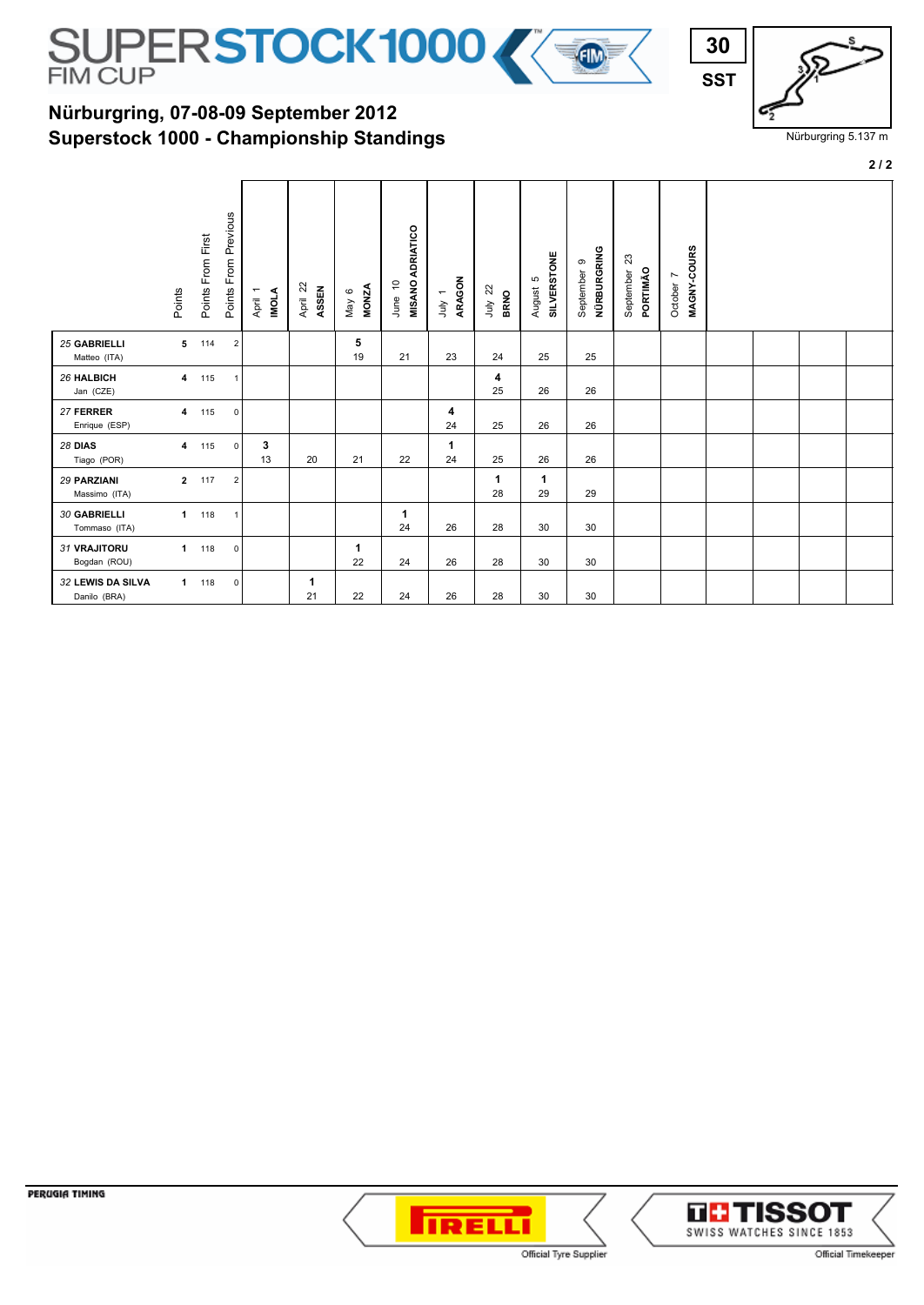# SUPERSTOCK1000 FIM CUP

30 SST

## Nürburgring, 07-08-09 September 2012
## Superstock 1000 - Championship Standings

Nürburgring 5.137 m

| | Points | Points From First | Points From Previous | April 1 IMOLA | April 22 ASSEN | May 6 MONZA | June 10 MISANO ADRIATICO | July 1 ARAGON | July 22 BRNO | August 5 SILVERSTONE | September 9 NÜRBURGRING | September 23 PORTIMÃO | October 7 MAGNY-COURS | | | | |
|---|---|---|---|---|---|---|---|---|---|---|---|---|---|---|---|---|---|
| 25 GABRIELLI Matteo (ITA) | 5 | 114 | 2 | | | 5 19 | 21 | 23 | 24 | 25 | 25 | | | | | | |
| 26 HALBICH Jan (CZE) | 4 | 115 | 1 | | | | | | 4 25 | 26 | 26 | | | | | | |
| 27 FERRER Enrique (ESP) | 4 | 115 | 0 | | | | | 4 24 | 25 | 26 | 26 | | | | | | |
| 28 DIAS Tiago (POR) | 4 | 115 | 0 | 3 13 | 20 | 21 | 22 | 1 24 | 25 | 26 | 26 | | | | | | |
| 29 PARZIANI Massimo (ITA) | 2 | 117 | 2 | | | | | | 1 28 | 1 29 | 29 | | | | | | |
| 30 GABRIELLI Tommaso (ITA) | 1 | 118 | 1 | | | | 1 24 | 26 | 28 | 30 | 30 | | | | | | |
| 31 VRAJITORU Bogdan (ROU) | 1 | 118 | 0 | | | 1 22 | 24 | 26 | 28 | 30 | 30 | | | | | | |
| 32 LEWIS DA SILVA Danilo (BRA) | 1 | 118 | 0 | | 1 21 | 22 | 24 | 26 | 28 | 30 | 30 | | | | | | |

PERUGIA TIMING

PIRELLI Official Tyre Supplier

TISSOT SWISS WATCHES SINCE 1853 Official Timekeeper